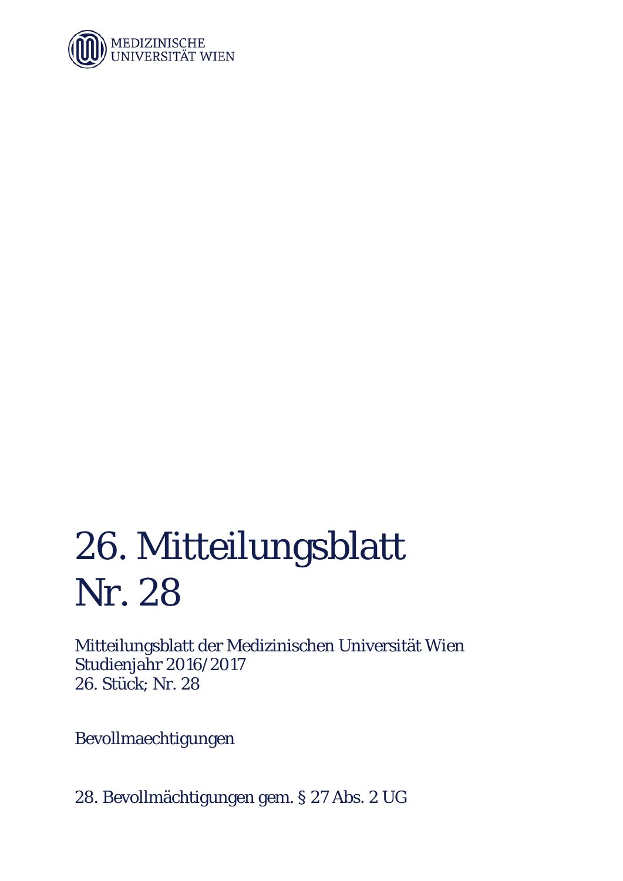MEDIZINISCHE UNIVERSITÄT WIEN

# 26. Mitteilungsblatt Nr. 28

Mitteilungsblatt der Medizinischen Universität Wien
Studienjahr 2016/2017
26. Stück; Nr. 28

Bevollmaechtigungen

28. Bevollmächtigungen gem. § 27 Abs. 2 UG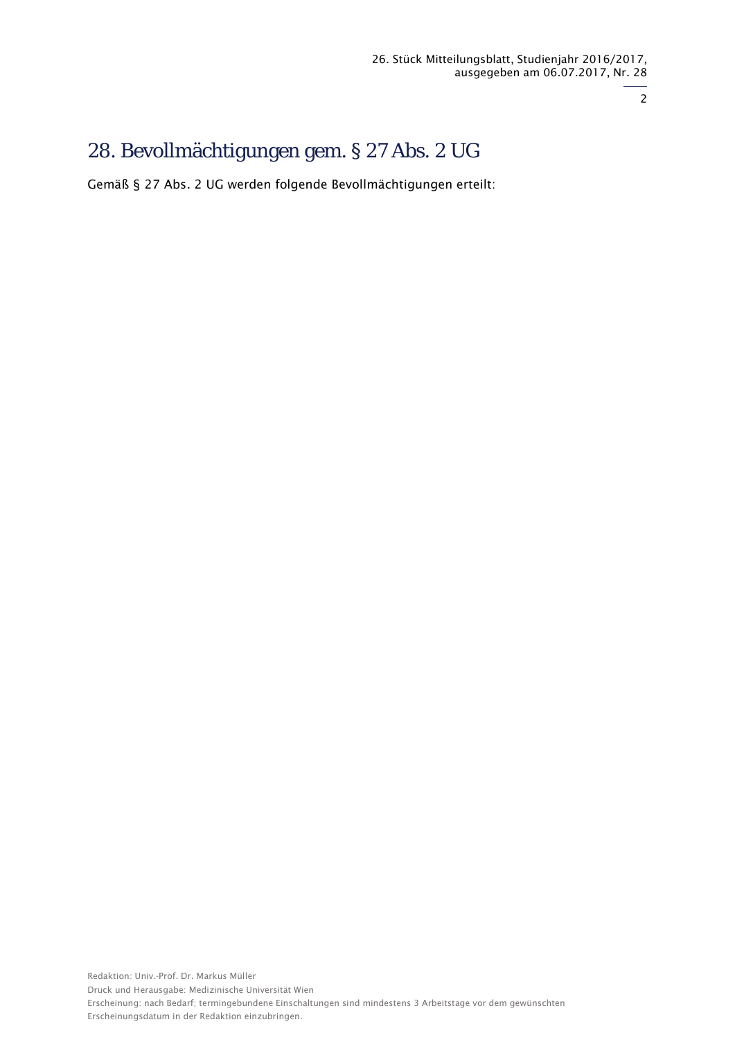# 28. Bevollmächtigungen gem. § 27 Abs. 2 UG

Gemäß § 27 Abs. 2 UG werden folgende Bevollmächtigungen erteilt:

Redaktion: Univ.-Prof. Dr. Markus Müller

Druck und Herausgabe: Medizinische Universität Wien

Erscheinung: nach Bedarf; termingebundene Einschaltungen sind mindestens 3 Arbeitstage vor dem gewünschten Erscheinungsdatum in der Redaktion einzubringen.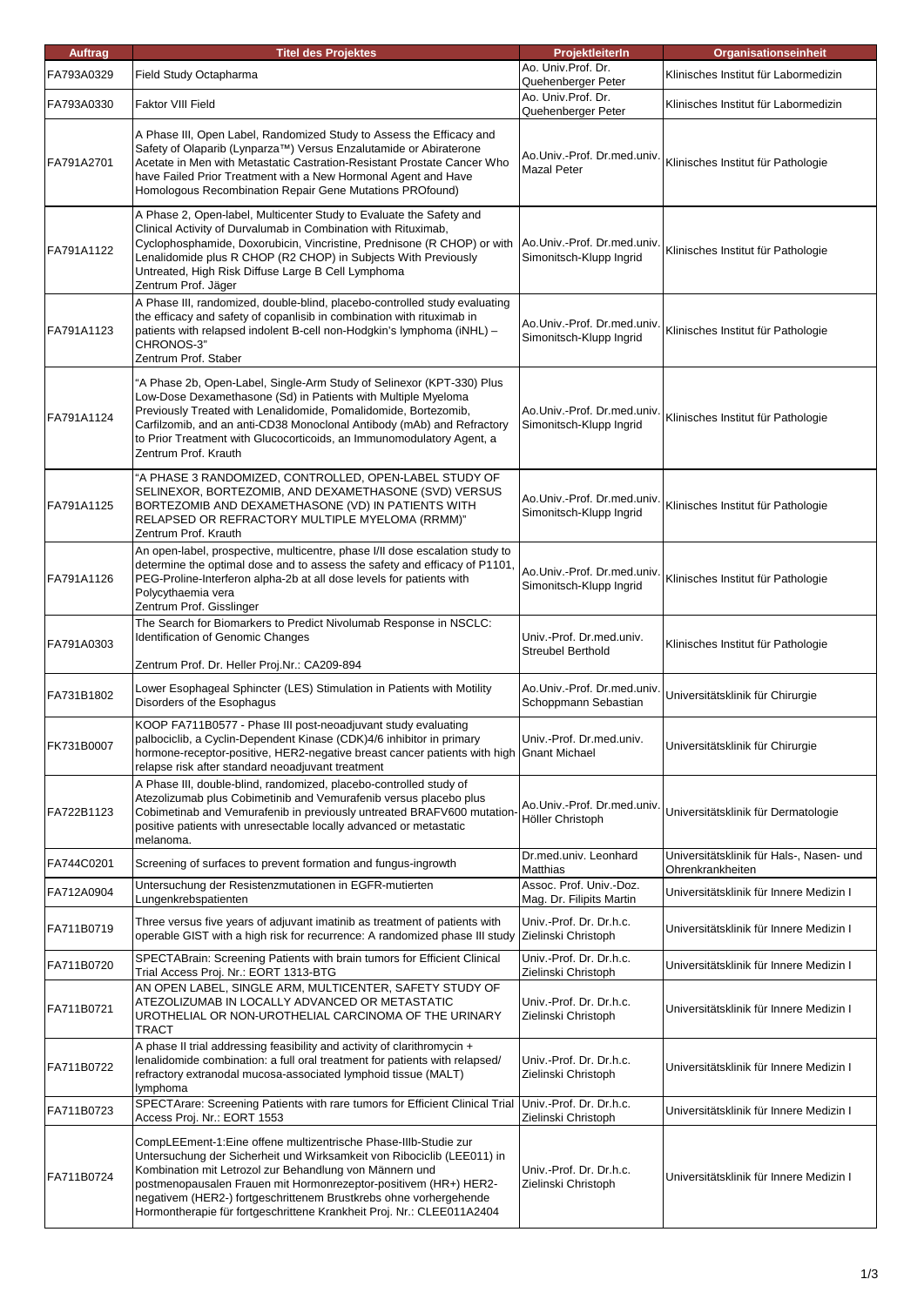| Auftrag | Titel des Projektes | ProjektleiterIn | Organisationseinheit |
|---|---|---|---|
| FA793A0329 | Field Study Octapharma | Ao. Univ.Prof. Dr. Quehenberger Peter | Klinisches Institut für Labormedizin |
| FA793A0330 | Faktor VIII Field | Ao. Univ.Prof. Dr. Quehenberger Peter | Klinisches Institut für Labormedizin |
| FA791A2701 | A Phase III, Open Label, Randomized Study to Assess the Efficacy and Safety of Olaparib (Lynparza™) Versus Enzalutamide or Abiraterone Acetate in Men with Metastatic Castration-Resistant Prostate Cancer Who have Failed Prior Treatment with a New Hormonal Agent and Have Homologous Recombination Repair Gene Mutations PROfound) | Ao.Univ.-Prof. Dr.med.univ. Mazal Peter | Klinisches Institut für Pathologie |
| FA791A1122 | A Phase 2, Open-label, Multicenter Study to Evaluate the Safety and Clinical Activity of Durvalumab in Combination with Rituximab, Cyclophosphamide, Doxorubicin, Vincristine, Prednisone (R CHOP) or with Lenalidomide plus R CHOP (R2 CHOP) in Subjects With Previously Untreated, High Risk Diffuse Large B Cell Lymphoma<br>Zentrum Prof. Jäger | Ao.Univ.-Prof. Dr.med.univ. Simonitsch-Klupp Ingrid | Klinisches Institut für Pathologie |
| FA791A1123 | A Phase III, randomized, double-blind, placebo-controlled study evaluating the efficacy and safety of copanlisib in combination with rituximab in patients with relapsed indolent B-cell non-Hodgkin's lymphoma (iNHL) – CHRONOS-3"<br>Zentrum Prof. Staber | Ao.Univ.-Prof. Dr.med.univ. Simonitsch-Klupp Ingrid | Klinisches Institut für Pathologie |
| FA791A1124 | "A Phase 2b, Open-Label, Single-Arm Study of Selinexor (KPT-330) Plus Low-Dose Dexamethasone (Sd) in Patients with Multiple Myeloma Previously Treated with Lenalidomide, Pomalidomide, Bortezomib, Carfilzomib, and an anti-CD38 Monoclonal Antibody (mAb) and Refractory to Prior Treatment with Glucocorticoids, an Immunomodulatory Agent, a<br>Zentrum Prof. Krauth | Ao.Univ.-Prof. Dr.med.univ. Simonitsch-Klupp Ingrid | Klinisches Institut für Pathologie |
| FA791A1125 | "A PHASE 3 RANDOMIZED, CONTROLLED, OPEN-LABEL STUDY OF SELINEXOR, BORTEZOMIB, AND DEXAMETHASONE (SVD) VERSUS BORTEZOMIB AND DEXAMETHASONE (VD) IN PATIENTS WITH RELAPSED OR REFRACTORY MULTIPLE MYELOMA (RRMM)"<br>Zentrum Prof. Krauth | Ao.Univ.-Prof. Dr.med.univ. Simonitsch-Klupp Ingrid | Klinisches Institut für Pathologie |
| FA791A1126 | An open-label, prospective, multicentre, phase I/II dose escalation study to determine the optimal dose and to assess the safety and efficacy of P1101, PEG-Proline-Interferon alpha-2b at all dose levels for patients with Polycythaemia vera<br>Zentrum Prof. Gisslinger | Ao.Univ.-Prof. Dr.med.univ. Simonitsch-Klupp Ingrid | Klinisches Institut für Pathologie |
| FA791A0303 | The Search for Biomarkers to Predict Nivolumab Response in NSCLC: Identification of Genomic Changes<br><br>Zentrum Prof. Dr. Heller Proj.Nr.: CA209-894 | Univ.-Prof. Dr.med.univ. Streubel Berthold | Klinisches Institut für Pathologie |
| FA731B1802 | Lower Esophageal Sphincter (LES) Stimulation in Patients with Motility Disorders of the Esophagus | Ao.Univ.-Prof. Dr.med.univ. Schoppmann Sebastian | Universitätsklinik für Chirurgie |
| FK731B0007 | KOOP FA711B0577 - Phase III post-neoadjuvant study evaluating palbociclib, a Cyclin-Dependent Kinase (CDK)4/6 inhibitor in primary hormone-receptor-positive, HER2-negative breast cancer patients with high relapse risk after standard neoadjuvant treatment | Univ.-Prof. Dr.med.univ. Gnant Michael | Universitätsklinik für Chirurgie |
| FA722B1123 | A Phase III, double-blind, randomized, placebo-controlled study of Atezolizumab plus Cobimetinib and Vemurafenib versus placebo plus Cobimetinab and Vemurafenib in previously untreated BRAFV600 mutation-positive patients with unresectable locally advanced or metastatic melanoma. | Ao.Univ.-Prof. Dr.med.univ. Höller Christoph | Universitätsklinik für Dermatologie |
| FA744C0201 | Screening of surfaces to prevent formation and fungus-ingrowth | Dr.med.univ. Leonhard Matthias | Universitätsklinik für Hals-, Nasen- und Ohrenkrankheiten |
| FA712A0904 | Untersuchung der Resistenzmutationen in EGFR-mutierten Lungenkrebspatienten | Assoc. Prof. Univ.-Doz. Mag. Dr. Filipits Martin | Universitätsklinik für Innere Medizin I |
| FA711B0719 | Three versus five years of adjuvant imatinib as treatment of patients with operable GIST with a high risk for recurrence: A randomized phase III study | Univ.-Prof. Dr. Dr.h.c. Zielinski Christoph | Universitätsklinik für Innere Medizin I |
| FA711B0720 | SPECTABrain: Screening Patients with brain tumors for Efficient Clinical Trial Access Proj. Nr.: EORT 1313-BTG | Univ.-Prof. Dr. Dr.h.c. Zielinski Christoph | Universitätsklinik für Innere Medizin I |
| FA711B0721 | AN OPEN LABEL, SINGLE ARM, MULTICENTER, SAFETY STUDY OF ATEZOLIZUMAB IN LOCALLY ADVANCED OR METASTATIC UROTHELIAL OR NON-UROTHELIAL CARCINOMA OF THE URINARY TRACT | Univ.-Prof. Dr. Dr.h.c. Zielinski Christoph | Universitätsklinik für Innere Medizin I |
| FA711B0722 | A phase II trial addressing feasibility and activity of clarithromycin + lenalidomide combination: a full oral treatment for patients with relapsed/ refractory extranodal mucosa-associated lymphoid tissue (MALT) lymphoma | Univ.-Prof. Dr. Dr.h.c. Zielinski Christoph | Universitätsklinik für Innere Medizin I |
| FA711B0723 | SPECTArare: Screening Patients with rare tumors for Efficient Clinical Trial Access Proj. Nr.: EORT 1553 | Univ.-Prof. Dr. Dr.h.c. Zielinski Christoph | Universitätsklinik für Innere Medizin I |
| FA711B0724 | CompLEEment-1:Eine offene multizentrische Phase-IIIb-Studie zur Untersuchung der Sicherheit und Wirksamkeit von Ribociclib (LEE011) in Kombination mit Letrozol zur Behandlung von Männern und postmenopausalen Frauen mit Hormonrezeptor-positivem (HR+) HER2-negativem (HER2-) fortgeschrittenem Brustkrebs ohne vorhergehende Hormontherapie für fortgeschrittene Krankheit Proj. Nr.: CLEE011A2404 | Univ.-Prof. Dr. Dr.h.c. Zielinski Christoph | Universitätsklinik für Innere Medizin I |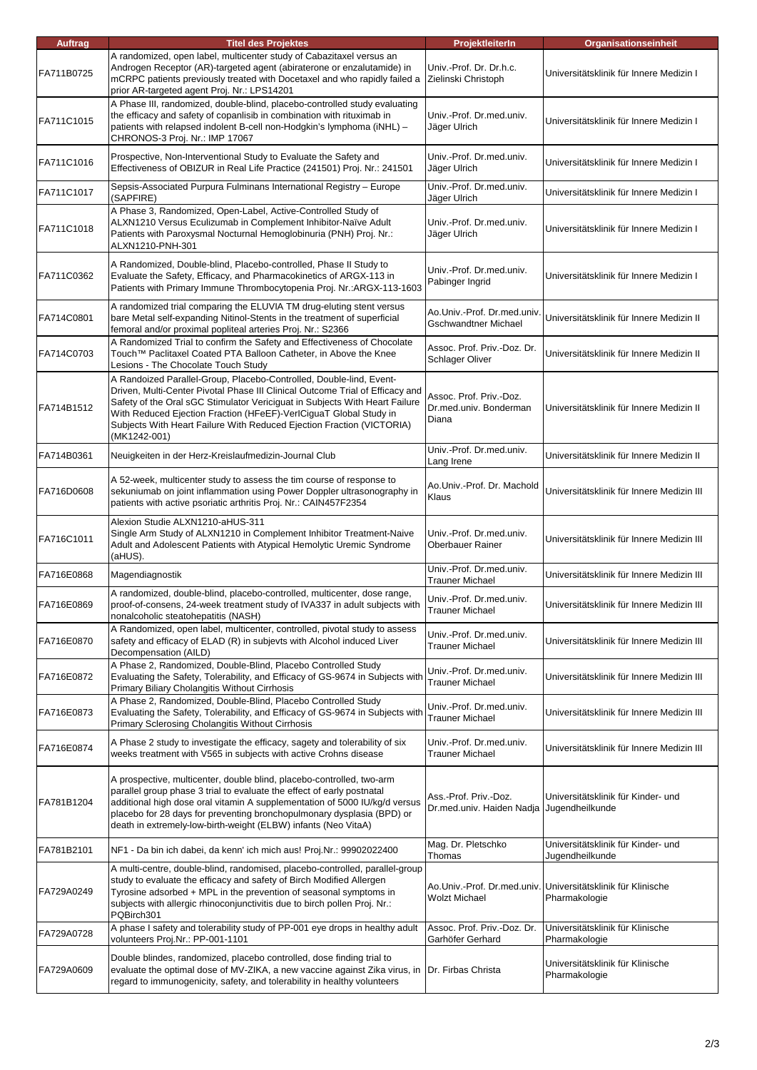| Auftrag | Titel des Projektes | ProjektleiterIn | Organisationseinheit |
| --- | --- | --- | --- |
| FA711B0725 | A randomized, open label, multicenter study of Cabazitaxel versus an Androgen Receptor (AR)-targeted agent (abiraterone or enzalutamide) in mCRPC patients previously treated with Docetaxel and who rapidly failed a prior AR-targeted agent Proj. Nr.: LPS14201 | Univ.-Prof. Dr. Dr.h.c. Zielinski Christoph | Universitätsklinik für Innere Medizin I |
| FA711C1015 | A Phase III, randomized, double-blind, placebo-controlled study evaluating the efficacy and safety of copanlisib in combination with rituximab in patients with relapsed indolent B-cell non-Hodgkin's lymphoma (iNHL) – CHRONOS-3 Proj. Nr.: IMP 17067 | Univ.-Prof. Dr.med.univ. Jäger Ulrich | Universitätsklinik für Innere Medizin I |
| FA711C1016 | Prospective, Non-Interventional Study to Evaluate the Safety and Effectiveness of OBIZUR in Real Life Practice (241501) Proj. Nr.: 241501 | Univ.-Prof. Dr.med.univ. Jäger Ulrich | Universitätsklinik für Innere Medizin I |
| FA711C1017 | Sepsis-Associated Purpura Fulminans International Registry – Europe (SAPFIRE) | Univ.-Prof. Dr.med.univ. Jäger Ulrich | Universitätsklinik für Innere Medizin I |
| FA711C1018 | A Phase 3, Randomized, Open-Label, Active-Controlled Study of ALXN1210 Versus Eculizumab in Complement Inhibitor-Naïve Adult Patients with Paroxysmal Nocturnal Hemoglobinuria (PNH) Proj. Nr.: ALXN1210-PNH-301 | Univ.-Prof. Dr.med.univ. Jäger Ulrich | Universitätsklinik für Innere Medizin I |
| FA711C0362 | A Randomized, Double-blind, Placebo-controlled, Phase II Study to Evaluate the Safety, Efficacy, and Pharmacokinetics of ARGX-113 in Patients with Primary Immune Thrombocytopenia Proj. Nr.:ARGX-113-1603 | Univ.-Prof. Dr.med.univ. Pabinger Ingrid | Universitätsklinik für Innere Medizin I |
| FA714C0801 | A randomized trial comparing the ELUVIA TM drug-eluting stent versus bare Metal self-expanding Nitinol-Stents in the treatment of superficial femoral and/or proximal popliteal arteries Proj. Nr.: S2366 | Ao.Univ.-Prof. Dr.med.univ. Gschwandtner Michael | Universitätsklinik für Innere Medizin II |
| FA714C0703 | A Randomized Trial to confirm the Safety and Effectiveness of Chocolate Touch™ Paclitaxel Coated PTA Balloon Catheter, in Above the Knee Lesions - The Chocolate Touch Study | Assoc. Prof. Priv.-Doz. Dr. Schlager Oliver | Universitätsklinik für Innere Medizin II |
| FA714B1512 | A Randoized Parallel-Group, Placebo-Controlled, Double-lind, Event-Driven, Multi-Center Pivotal Phase III Clinical Outcome Trial of Efficacy and Safety of the Oral sGC Stimulator Vericiguat in Subjects With Heart Failure With Reduced Ejection Fraction (HFeEF)-VerICiguaT Global Study in Subjects With Heart Failure With Reduced Ejection Fraction (VICTORIA) (MK1242-001) | Assoc. Prof. Priv.-Doz. Dr.med.univ. Bonderman Diana | Universitätsklinik für Innere Medizin II |
| FA714B0361 | Neuigkeiten in der Herz-Kreislaufmedizin-Journal Club | Univ.-Prof. Dr.med.univ. Lang Irene | Universitätsklinik für Innere Medizin II |
| FA716D0608 | A 52-week, multicenter study to assess the tim course of response to sekuniumab on joint inflammation using Power Doppler ultrasonography in patients with active psoriatic arthritis Proj. Nr.: CAIN457F2354 | Ao.Univ.-Prof. Dr. Machold Klaus | Universitätsklinik für Innere Medizin III |
| FA716C1011 | Alexion Studie ALXN1210-aHUS-311<br>Single Arm Study of ALXN1210 in Complement Inhibitor Treatment-Naive Adult and Adolescent Patients with Atypical Hemolytic Uremic Syndrome (aHUS). | Univ.-Prof. Dr.med.univ. Oberbauer Rainer | Universitätsklinik für Innere Medizin III |
| FA716E0868 | Magendiagnostik | Univ.-Prof. Dr.med.univ. Trauner Michael | Universitätsklinik für Innere Medizin III |
| FA716E0869 | A randomized, double-blind, placebo-controlled, multicenter, dose range, proof-of-consens, 24-week treatment study of IVA337 in adult subjects with nonalcoholic steatohepatitis (NASH) | Univ.-Prof. Dr.med.univ. Trauner Michael | Universitätsklinik für Innere Medizin III |
| FA716E0870 | A Randomized, open label, multicenter, controlled, pivotal study to assess safety and efficacy of ELAD (R) in subjevts with Alcohol induced Liver Decompensation (AILD) | Univ.-Prof. Dr.med.univ. Trauner Michael | Universitätsklinik für Innere Medizin III |
| FA716E0872 | A Phase 2, Randomized, Double-Blind, Placebo Controlled Study Evaluating the Safety, Tolerability, and Efficacy of GS-9674 in Subjects with Primary Biliary Cholangitis Without Cirrhosis | Univ.-Prof. Dr.med.univ. Trauner Michael | Universitätsklinik für Innere Medizin III |
| FA716E0873 | A Phase 2, Randomized, Double-Blind, Placebo Controlled Study Evaluating the Safety, Tolerability, and Efficacy of GS-9674 in Subjects with Primary Sclerosing Cholangitis Without Cirrhosis | Univ.-Prof. Dr.med.univ. Trauner Michael | Universitätsklinik für Innere Medizin III |
| FA716E0874 | A Phase 2 study to investigate the efficacy, sagety and tolerability of six weeks treatment with V565 in subjects with active Crohns disease | Univ.-Prof. Dr.med.univ. Trauner Michael | Universitätsklinik für Innere Medizin III |
| FA781B1204 | A prospective, multicenter, double blind, placebo-controlled, two-arm parallel group phase 3 trial to evaluate the effect of early postnatal additional high dose oral vitamin A supplementation of 5000 IU/kg/d versus placebo for 28 days for preventing bronchopulmonary dysplasia (BPD) or death in extremely-low-birth-weight (ELBW) infants (Neo VitaA) | Ass.-Prof. Priv.-Doz. Dr.med.univ. Haiden Nadja | Universitätsklinik für Kinder- und Jugendheilkunde |
| FA781B2101 | NF1 - Da bin ich dabei, da kenn' ich mich aus! Proj.Nr.: 99902022400 | Mag. Dr. Pletschko Thomas | Universitätsklinik für Kinder- und Jugendheilkunde |
| FA729A0249 | A multi-centre, double-blind, randomised, placebo-controlled, parallel-group study to evaluate the efficacy and safety of Birch Modified Allergen Tyrosine adsorbed + MPL in the prevention of seasonal symptoms in subjects with allergic rhinoconjunctivitis due to birch pollen Proj. Nr.: PQBirch301 | Ao.Univ.-Prof. Dr.med.univ. Wolzt Michael | Universitätsklinik für Klinische Pharmakologie |
| FA729A0728 | A phase I safety and tolerability study of PP-001 eye drops in healthy adult volunteers Proj.Nr.: PP-001-1101 | Assoc. Prof. Priv.-Doz. Dr. Garhöfer Gerhard | Universitätsklinik für Klinische Pharmakologie |
| FA729A0609 | Double blindes, randomized, placebo controlled, dose finding trial to evaluate the optimal dose of MV-ZIKA, a new vaccine against Zika virus, in regard to immunogenicity, safety, and tolerability in healthy volunteers | Dr. Firbas Christa | Universitätsklinik für Klinische Pharmakologie |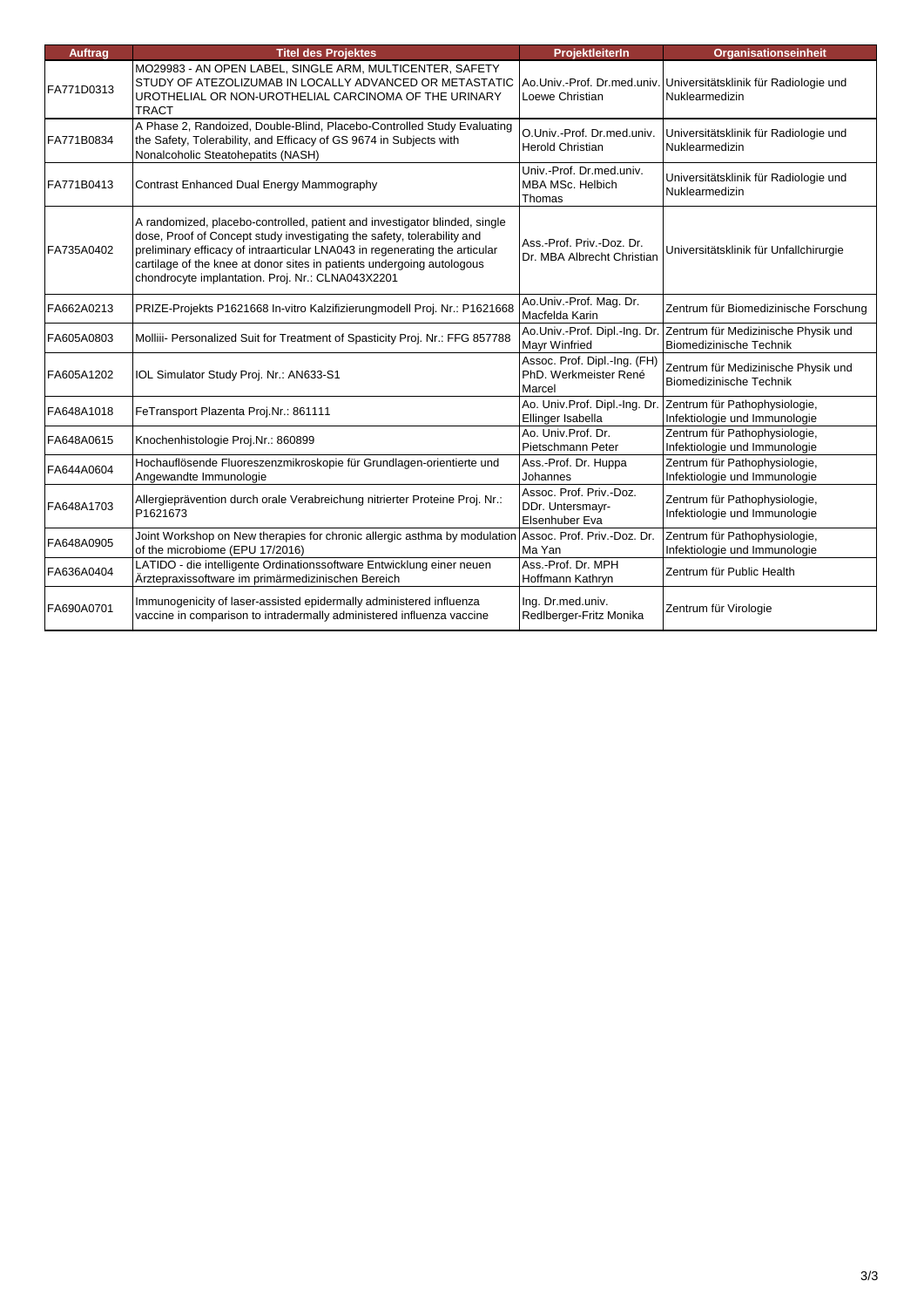| Auftrag | Titel des Projektes | ProjektleiterIn | Organisationseinheit |
|---|---|---|---|
| FA771D0313 | MO29983 - AN OPEN LABEL, SINGLE ARM, MULTICENTER, SAFETY STUDY OF ATEZOLIZUMAB IN LOCALLY ADVANCED OR METASTATIC UROTHELIAL OR NON-UROTHELIAL CARCINOMA OF THE URINARY TRACT | Ao.Univ.-Prof. Dr.med.univ. Loewe Christian | Universitätsklinik für Radiologie und Nuklearmedizin |
| FA771B0834 | A Phase 2, Randoized, Double-Blind, Placebo-Controlled Study Evaluating the Safety, Tolerability, and Efficacy of GS 9674 in Subjects with Nonalcoholic Steatohepatits (NASH) | O.Univ.-Prof. Dr.med.univ. Herold Christian | Universitätsklinik für Radiologie und Nuklearmedizin |
| FA771B0413 | Contrast Enhanced Dual Energy Mammography | Univ.-Prof. Dr.med.univ. MBA MSc. Helbich Thomas | Universitätsklinik für Radiologie und Nuklearmedizin |
| FA735A0402 | A randomized, placebo-controlled, patient and investigator blinded, single dose, Proof of Concept study investigating the safety, tolerability and preliminary efficacy of intraarticular LNA043 in regenerating the articular cartilage of the knee at donor sites in patients undergoing autologous chondrocyte implantation. Proj. Nr.: CLNA043X2201 | Ass.-Prof. Priv.-Doz. Dr. Dr. MBA Albrecht Christian | Universitätsklinik für Unfallchirurgie |
| FA662A0213 | PRIZE-Projekts P1621668 In-vitro Kalzifizierungmodell Proj. Nr.: P1621668 | Ao.Univ.-Prof. Mag. Dr. Macfelda Karin | Zentrum für Biomedizinische Forschung |
| FA605A0803 | Molliii- Personalized Suit for Treatment of Spasticity Proj. Nr.: FFG 857788 | Ao.Univ.-Prof. Dipl.-Ing. Dr. Mayr Winfried | Zentrum für Medizinische Physik und Biomedizinische Technik |
| FA605A1202 | IOL Simulator Study Proj. Nr.: AN633-S1 | Assoc. Prof. Dipl.-Ing. (FH) PhD. Werkmeister René Marcel | Zentrum für Medizinische Physik und Biomedizinische Technik |
| FA648A1018 | FeTransport Plazenta Proj.Nr.: 861111 | Ao. Univ.Prof. Dipl.-Ing. Dr. Ellinger Isabella | Zentrum für Pathophysiologie, Infektiologie und Immunologie |
| FA648A0615 | Knochenhistologie Proj.Nr.: 860899 | Ao. Univ.Prof. Dr. Pietschmann Peter | Zentrum für Pathophysiologie, Infektiologie und Immunologie |
| FA644A0604 | Hochauflösende Fluoreszenzmikroskopie für Grundlagen-orientierte und Angewandte Immunologie | Ass.-Prof. Dr. Huppa Johannes | Zentrum für Pathophysiologie, Infektiologie und Immunologie |
| FA648A1703 | Allergieprävention durch orale Verabreichung nitrierter Proteine Proj. Nr.: P1621673 | Assoc. Prof. Priv.-Doz. DDr. Untersmayr-Elsenhuber Eva | Zentrum für Pathophysiologie, Infektiologie und Immunologie |
| FA648A0905 | Joint Workshop on New therapies for chronic allergic asthma by modulation of the microbiome (EPU 17/2016) | Assoc. Prof. Priv.-Doz. Dr. Ma Yan | Zentrum für Pathophysiologie, Infektiologie und Immunologie |
| FA636A0404 | LATIDO - die intelligente Ordinationssoftware Entwicklung einer neuen Ärztepraxissoftware im primärmedizinischen Bereich | Ass.-Prof. Dr. MPH Hoffmann Kathryn | Zentrum für Public Health |
| FA690A0701 | Immunogenicity of laser-assisted epidermally administered influenza vaccine in comparison to intradermally administered influenza vaccine | Ing. Dr.med.univ. Redlberger-Fritz Monika | Zentrum für Virologie |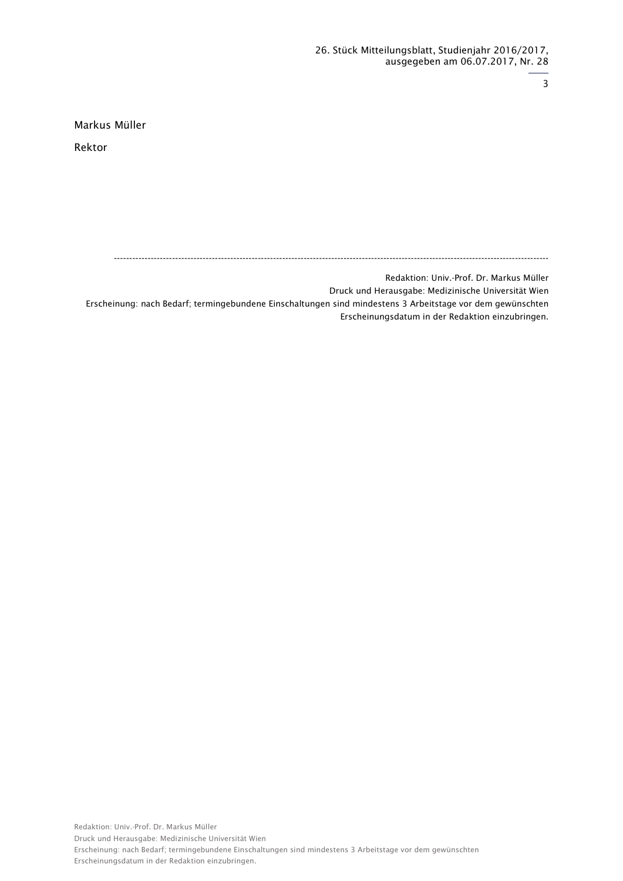Markus Müller

Rektor

---

Redaktion: Univ.-Prof. Dr. Markus Müller

Druck und Herausgabe: Medizinische Universität Wien

Erscheinung: nach Bedarf; termingebundene Einschaltungen sind mindestens 3 Arbeitstage vor dem gewünschten Erscheinungsdatum in der Redaktion einzubringen.